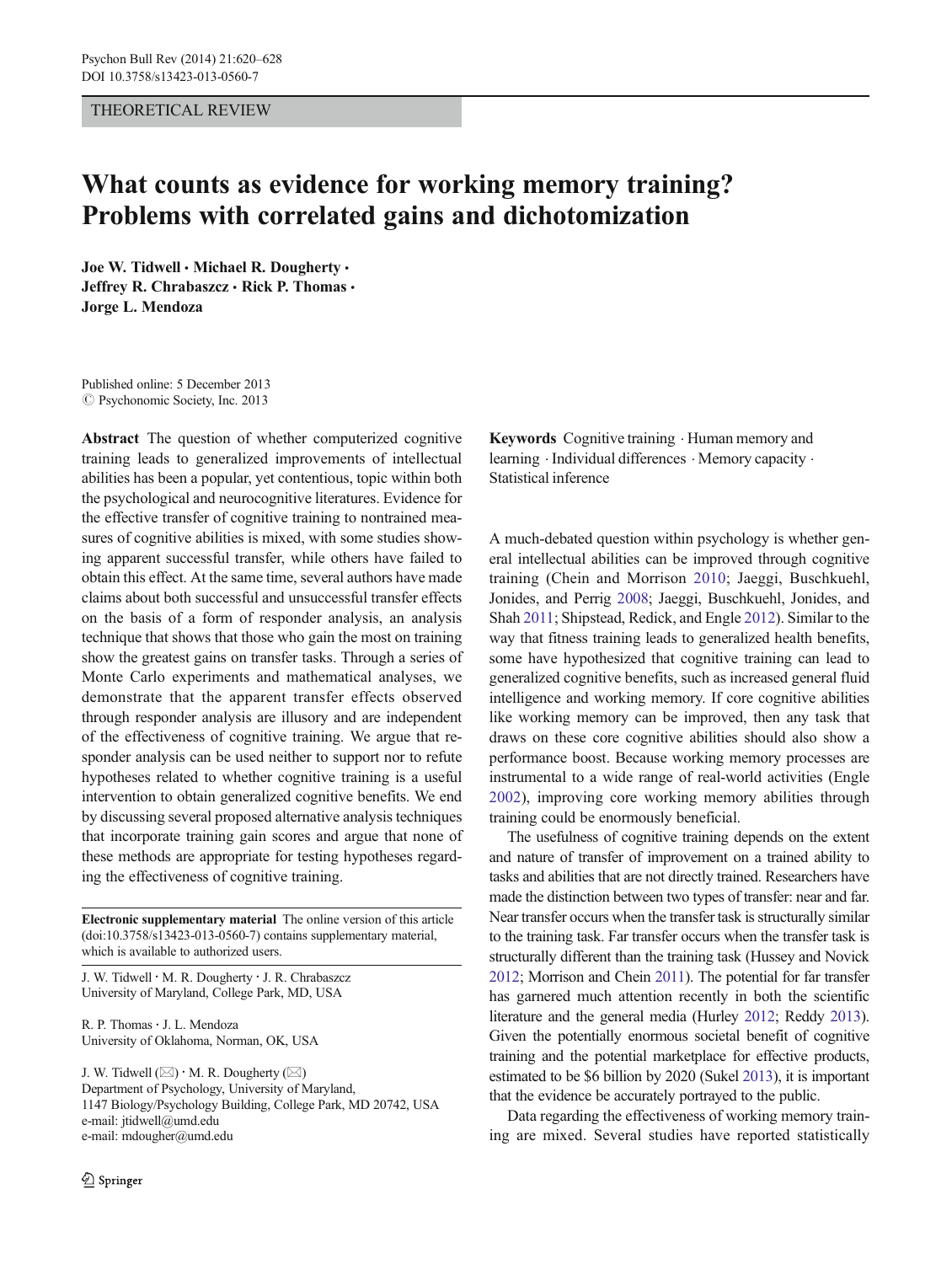THEORETICAL REVIEW

# What counts as evidence for working memory training? Problems with correlated gains and dichotomization

**Joe W. Tidwell · Michael R. Dougherty · Jeffrey R. Chrabaszcz · Rick P. Thomas · Jorge L. Mendoza**

Published online: 5 December 2013
© Psychonomic Society, Inc. 2013

**Abstract** The question of whether computerized cognitive training leads to generalized improvements of intellectual abilities has been a popular, yet contentious, topic within both the psychological and neurocognitive literatures. Evidence for the effective transfer of cognitive training to nontrained measures of cognitive abilities is mixed, with some studies showing apparent successful transfer, while others have failed to obtain this effect. At the same time, several authors have made claims about both successful and unsuccessful transfer effects on the basis of a form of responder analysis, an analysis technique that shows that those who gain the most on training show the greatest gains on transfer tasks. Through a series of Monte Carlo experiments and mathematical analyses, we demonstrate that the apparent transfer effects observed through responder analysis are illusory and are independent of the effectiveness of cognitive training. We argue that responder analysis can be used neither to support nor to refute hypotheses related to whether cognitive training is a useful intervention to obtain generalized cognitive benefits. We end by discussing several proposed alternative analysis techniques that incorporate training gain scores and argue that none of these methods are appropriate for testing hypotheses regarding the effectiveness of cognitive training.

**Electronic supplementary material** The online version of this article (doi:10.3758/s13423-013-0560-7) contains supplementary material, which is available to authorized users.

J. W. Tidwell · M. R. Dougherty · J. R. Chrabaszcz
University of Maryland, College Park, MD, USA

R. P. Thomas · J. L. Mendoza
University of Oklahoma, Norman, OK, USA

J. W. Tidwell (✉) · M. R. Dougherty (✉)
Department of Psychology, University of Maryland,
1147 Biology/Psychology Building, College Park, MD 20742, USA
e-mail: jtidwell@umd.edu
e-mail: mdougher@umd.edu

**Keywords** Cognitive training · Human memory and learning · Individual differences · Memory capacity · Statistical inference

A much-debated question within psychology is whether general intellectual abilities can be improved through cognitive training (Chein and Morrison 2010; Jaeggi, Buschkuehl, Jonides, and Perrig 2008; Jaeggi, Buschkuehl, Jonides, and Shah 2011; Shipstead, Redick, and Engle 2012). Similar to the way that fitness training leads to generalized health benefits, some have hypothesized that cognitive training can lead to generalized cognitive benefits, such as increased general fluid intelligence and working memory. If core cognitive abilities like working memory can be improved, then any task that draws on these core cognitive abilities should also show a performance boost. Because working memory processes are instrumental to a wide range of real-world activities (Engle 2002), improving core working memory abilities through training could be enormously beneficial.

The usefulness of cognitive training depends on the extent and nature of transfer of improvement on a trained ability to tasks and abilities that are not directly trained. Researchers have made the distinction between two types of transfer: near and far. Near transfer occurs when the transfer task is structurally similar to the training task. Far transfer occurs when the transfer task is structurally different than the training task (Hussey and Novick 2012; Morrison and Chein 2011). The potential for far transfer has garnered much attention recently in both the scientific literature and the general media (Hurley 2012; Reddy 2013). Given the potentially enormous societal benefit of cognitive training and the potential marketplace for effective products, estimated to be $6 billion by 2020 (Sukel 2013), it is important that the evidence be accurately portrayed to the public.

Data regarding the effectiveness of working memory training are mixed. Several studies have reported statistically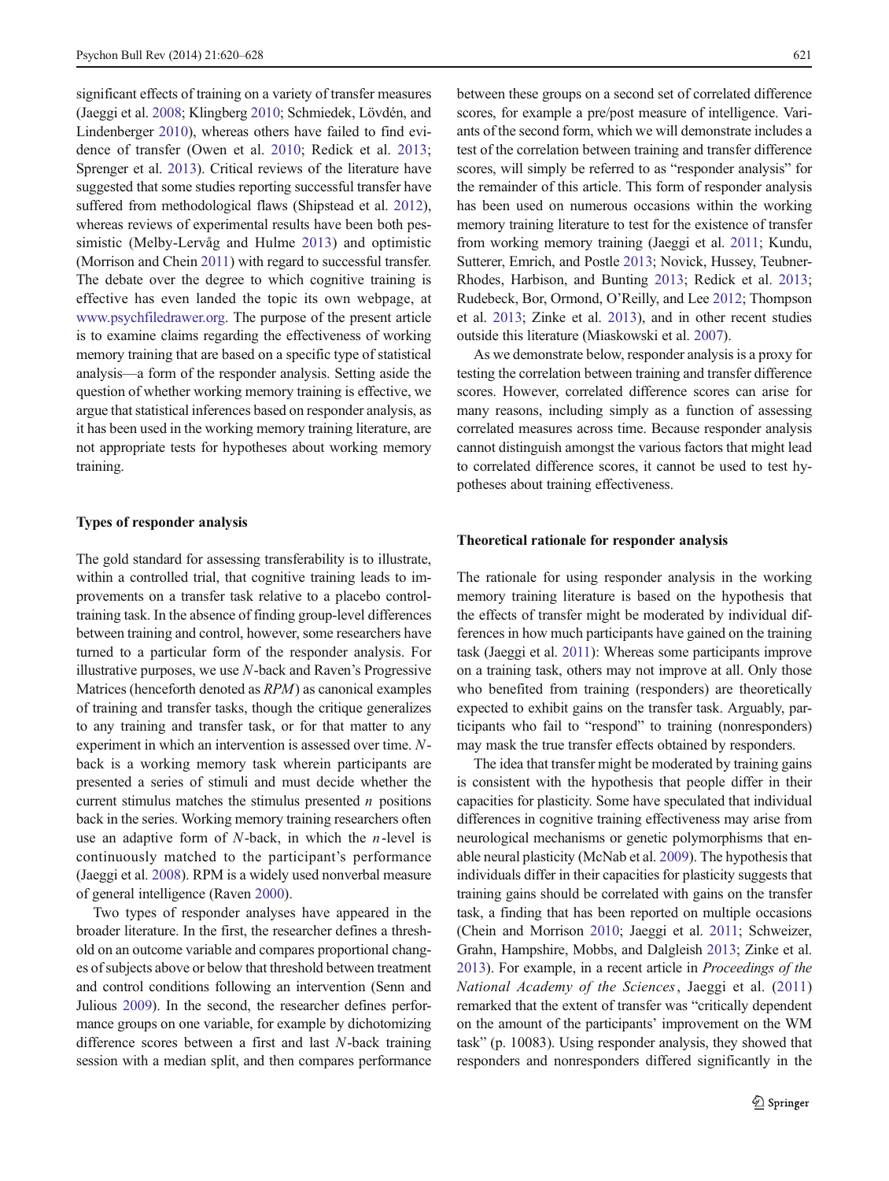significant effects of training on a variety of transfer measures (Jaeggi et al. 2008; Klingberg 2010; Schmiedek, Lövdén, and Lindenberger 2010), whereas others have failed to find evidence of transfer (Owen et al. 2010; Redick et al. 2013; Sprenger et al. 2013). Critical reviews of the literature have suggested that some studies reporting successful transfer have suffered from methodological flaws (Shipstead et al. 2012), whereas reviews of experimental results have been both pessimistic (Melby-Lervåg and Hulme 2013) and optimistic (Morrison and Chein 2011) with regard to successful transfer. The debate over the degree to which cognitive training is effective has even landed the topic its own webpage, at www.psychfiledrawer.org. The purpose of the present article is to examine claims regarding the effectiveness of working memory training that are based on a specific type of statistical analysis—a form of the responder analysis. Setting aside the question of whether working memory training is effective, we argue that statistical inferences based on responder analysis, as it has been used in the working memory training literature, are not appropriate tests for hypotheses about working memory training.

### Types of responder analysis

The gold standard for assessing transferability is to illustrate, within a controlled trial, that cognitive training leads to improvements on a transfer task relative to a placebo control-training task. In the absence of finding group-level differences between training and control, however, some researchers have turned to a particular form of the responder analysis. For illustrative purposes, we use *N*-back and Raven's Progressive Matrices (henceforth denoted as *RPM*) as canonical examples of training and transfer tasks, though the critique generalizes to any training and transfer task, or for that matter to any experiment in which an intervention is assessed over time. *N*-back is a working memory task wherein participants are presented a series of stimuli and must decide whether the current stimulus matches the stimulus presented *n* positions back in the series. Working memory training researchers often use an adaptive form of *N*-back, in which the *n*-level is continuously matched to the participant's performance (Jaeggi et al. 2008). RPM is a widely used nonverbal measure of general intelligence (Raven 2000).

Two types of responder analyses have appeared in the broader literature. In the first, the researcher defines a threshold on an outcome variable and compares proportional changes of subjects above or below that threshold between treatment and control conditions following an intervention (Senn and Julious 2009). In the second, the researcher defines performance groups on one variable, for example by dichotomizing difference scores between a first and last *N*-back training session with a median split, and then compares performance between these groups on a second set of correlated difference scores, for example a pre/post measure of intelligence. Variants of the second form, which we will demonstrate includes a test of the correlation between training and transfer difference scores, will simply be referred to as "responder analysis" for the remainder of this article. This form of responder analysis has been used on numerous occasions within the working memory training literature to test for the existence of transfer from working memory training (Jaeggi et al. 2011; Kundu, Sutterer, Emrich, and Postle 2013; Novick, Hussey, Teubner-Rhodes, Harbison, and Bunting 2013; Redick et al. 2013; Rudebeck, Bor, Ormond, O'Reilly, and Lee 2012; Thompson et al. 2013; Zinke et al. 2013), and in other recent studies outside this literature (Miaskowski et al. 2007).

As we demonstrate below, responder analysis is a proxy for testing the correlation between training and transfer difference scores. However, correlated difference scores can arise for many reasons, including simply as a function of assessing correlated measures across time. Because responder analysis cannot distinguish amongst the various factors that might lead to correlated difference scores, it cannot be used to test hypotheses about training effectiveness.

### Theoretical rationale for responder analysis

The rationale for using responder analysis in the working memory training literature is based on the hypothesis that the effects of transfer might be moderated by individual differences in how much participants have gained on the training task (Jaeggi et al. 2011): Whereas some participants improve on a training task, others may not improve at all. Only those who benefited from training (responders) are theoretically expected to exhibit gains on the transfer task. Arguably, participants who fail to "respond" to training (nonresponders) may mask the true transfer effects obtained by responders.

The idea that transfer might be moderated by training gains is consistent with the hypothesis that people differ in their capacities for plasticity. Some have speculated that individual differences in cognitive training effectiveness may arise from neurological mechanisms or genetic polymorphisms that enable neural plasticity (McNab et al. 2009). The hypothesis that individuals differ in their capacities for plasticity suggests that training gains should be correlated with gains on the transfer task, a finding that has been reported on multiple occasions (Chein and Morrison 2010; Jaeggi et al. 2011; Schweizer, Grahn, Hampshire, Mobbs, and Dalgleish 2013; Zinke et al. 2013). For example, in a recent article in *Proceedings of the National Academy of the Sciences*, Jaeggi et al. (2011) remarked that the extent of transfer was "critically dependent on the amount of the participants' improvement on the WM task" (p. 10083). Using responder analysis, they showed that responders and nonresponders differed significantly in the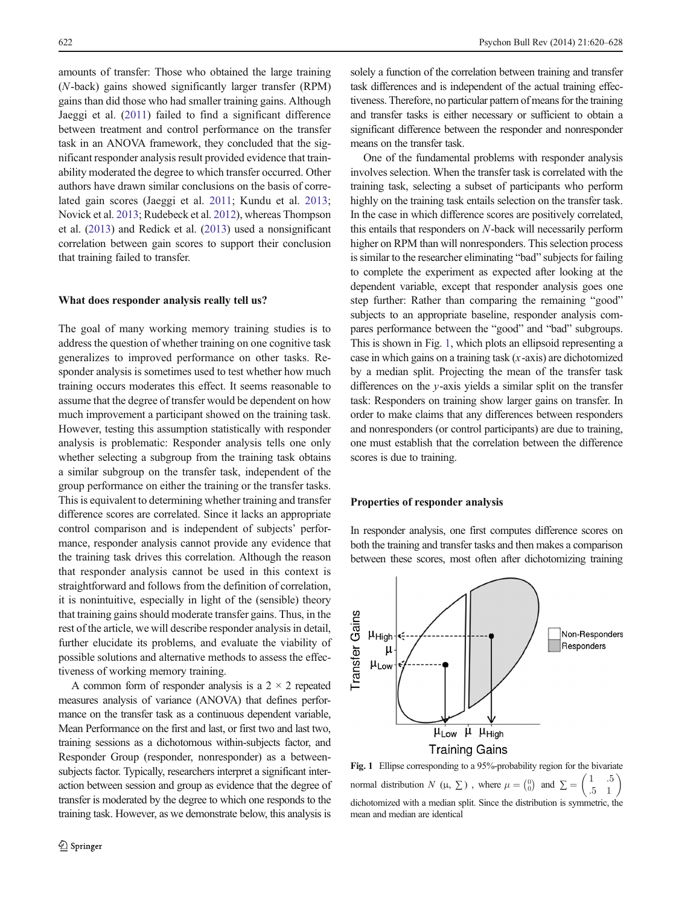amounts of transfer: Those who obtained the large training ($N$-back) gains showed significantly larger transfer (RPM) gains than did those who had smaller training gains. Although Jaeggi et al. (2011) failed to find a significant difference between treatment and control performance on the transfer task in an ANOVA framework, they concluded that the significant responder analysis result provided evidence that trainability moderated the degree to which transfer occurred. Other authors have drawn similar conclusions on the basis of correlated gain scores (Jaeggi et al. 2011; Kundu et al. 2013; Novick et al. 2013; Rudebeck et al. 2012), whereas Thompson et al. (2013) and Redick et al. (2013) used a nonsignificant correlation between gain scores to support their conclusion that training failed to transfer.

### What does responder analysis really tell us?

The goal of many working memory training studies is to address the question of whether training on one cognitive task generalizes to improved performance on other tasks. Responder analysis is sometimes used to test whether how much training occurs moderates this effect. It seems reasonable to assume that the degree of transfer would be dependent on how much improvement a participant showed on the training task. However, testing this assumption statistically with responder analysis is problematic: Responder analysis tells one only whether selecting a subgroup from the training task obtains a similar subgroup on the transfer task, independent of the group performance on either the training or the transfer tasks. This is equivalent to determining whether training and transfer difference scores are correlated. Since it lacks an appropriate control comparison and is independent of subjects' performance, responder analysis cannot provide any evidence that the training task drives this correlation. Although the reason that responder analysis cannot be used in this context is straightforward and follows from the definition of correlation, it is nonintuitive, especially in light of the (sensible) theory that training gains should moderate transfer gains. Thus, in the rest of the article, we will describe responder analysis in detail, further elucidate its problems, and evaluate the viability of possible solutions and alternative methods to assess the effectiveness of working memory training.

A common form of responder analysis is a 2 × 2 repeated measures analysis of variance (ANOVA) that defines performance on the transfer task as a continuous dependent variable, Mean Performance on the first and last, or first two and last two, training sessions as a dichotomous within-subjects factor, and Responder Group (responder, nonresponder) as a between-subjects factor. Typically, researchers interpret a significant interaction between session and group as evidence that the degree of transfer is moderated by the degree to which one responds to the training task. However, as we demonstrate below, this analysis is solely a function of the correlation between training and transfer task differences and is independent of the actual training effectiveness. Therefore, no particular pattern of means for the training and transfer tasks is either necessary or sufficient to obtain a significant difference between the responder and nonresponder means on the transfer task.

One of the fundamental problems with responder analysis involves selection. When the transfer task is correlated with the training task, selecting a subset of participants who perform highly on the training task entails selection on the transfer task. In the case in which difference scores are positively correlated, this entails that responders on $N$-back will necessarily perform higher on RPM than will nonresponders. This selection process is similar to the researcher eliminating "bad" subjects for failing to complete the experiment as expected after looking at the dependent variable, except that responder analysis goes one step further: Rather than comparing the remaining "good" subjects to an appropriate baseline, responder analysis compares performance between the "good" and "bad" subgroups. This is shown in Fig. 1, which plots an ellipsoid representing a case in which gains on a training task ($x$-axis) are dichotomized by a median split. Projecting the mean of the transfer task differences on the $y$-axis yields a similar split on the transfer task: Responders on training show larger gains on transfer. In order to make claims that any differences between responders and nonresponders (or control participants) are due to training, one must establish that the correlation between the difference scores is due to training.

### Properties of responder analysis

In responder analysis, one first computes difference scores on both the training and transfer tasks and then makes a comparison between these scores, most often after dichotomizing training

Transfer Gains
$\mu_{High}$
$\mu$
$\mu_{Low}$
Non-Responders
Responders
$\mu_{Low}$ $\mu$ $\mu_{High}$
Training Gains

**Fig. 1** Ellipse corresponding to a 95%-probability region for the bivariate normal distribution $N(\mu, \Sigma)$, where $\mu = \binom{0}{0}$ and $\Sigma = \begin{pmatrix} 1 & .5 \\ .5 & 1 \end{pmatrix}$ dichotomized with a median split. Since the distribution is symmetric, the mean and median are identical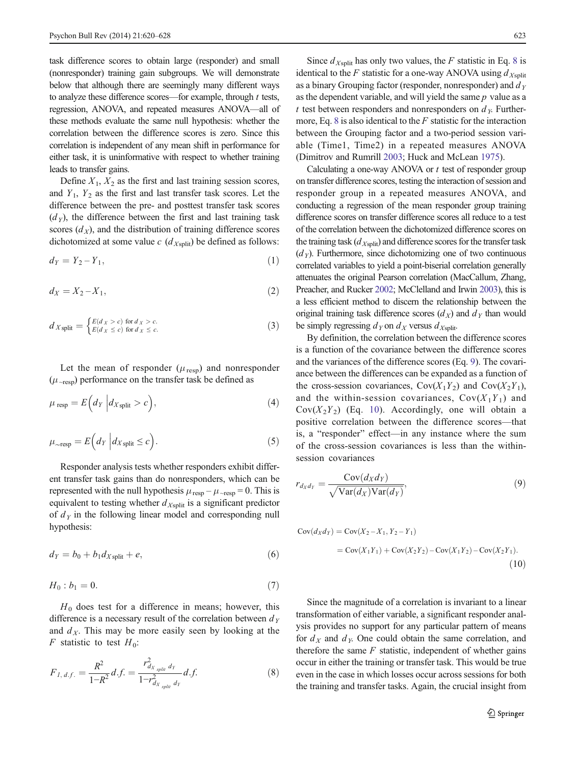task difference scores to obtain large (responder) and small (nonresponder) training gain subgroups. We will demonstrate below that although there are seemingly many different ways to analyze these difference scores—for example, through $t$ tests, regression, ANOVA, and repeated measures ANOVA—all of these methods evaluate the same null hypothesis: whether the correlation between the difference scores is zero. Since this correlation is independent of any mean shift in performance for either task, it is uninformative with respect to whether training leads to transfer gains.

Define $X_1$, $X_2$ as the first and last training session scores, and $Y_1$, $Y_2$ as the first and last transfer task scores. Let the difference between the pre- and posttest transfer task scores ($d_Y$), the difference between the first and last training task scores ($d_X$), and the distribution of training difference scores dichotomized at some value $c$ ($d_{X\text{split}}$) be defined as follows:

$$d_Y = Y_2 - Y_1, \tag{1}$$

$$d_X = X_2 - X_1, \tag{2}$$

$$d_{X\text{split}} = \begin{cases} E(d_X > c) & \text{for } d_X > c. \\ E(d_X \le c) & \text{for } d_X \le c. \end{cases} \tag{3}$$

Let the mean of responder ($\mu_{\text{resp}}$) and nonresponder ($\mu_{\sim\text{resp}}$) performance on the transfer task be defined as

$$\mu_{\text{resp}} = E\left(d_Y \,\middle|\, d_{X\text{split}} > c\right), \tag{4}$$

$$\mu_{\sim\text{resp}} = E\left(d_Y \,\middle|\, d_{X\text{split}} \le c\right). \tag{5}$$

Responder analysis tests whether responders exhibit different transfer task gains than do nonresponders, which can be represented with the null hypothesis $\mu_{\text{resp}} - \mu_{\sim\text{resp}} = 0$. This is equivalent to testing whether $d_{X\text{split}}$ is a significant predictor of $d_Y$ in the following linear model and corresponding null hypothesis:

$$d_Y = b_0 + b_1 d_{X\text{split}} + e, \tag{6}$$

$$H_0 : b_1 = 0. \tag{7}$$

$H_0$ does test for a difference in means; however, this difference is a necessary result of the correlation between $d_Y$ and $d_X$. This may be more easily seen by looking at the $F$ statistic to test $H_0$:

$$F_{1,\,d.f.} = \frac{R^2}{1-R^2} d.f. = \frac{r^2_{d_{X_{\text{split}}} d_Y}}{1-r^2_{d_{X_{\text{split}}} d_Y}} d.f. \tag{8}$$

Since $d_{X\text{split}}$ has only two values, the $F$ statistic in Eq. 8 is identical to the $F$ statistic for a one-way ANOVA using $d_{X\text{split}}$ as a binary Grouping factor (responder, nonresponder) and $d_Y$ as the dependent variable, and will yield the same $p$ value as a $t$ test between responders and nonresponders on $d_Y$. Furthermore, Eq. 8 is also identical to the $F$ statistic for the interaction between the Grouping factor and a two-period session variable (Time1, Time2) in a repeated measures ANOVA (Dimitrov and Rumrill 2003; Huck and McLean 1975).

Calculating a one-way ANOVA or $t$ test of responder group on transfer difference scores, testing the interaction of session and responder group in a repeated measures ANOVA, and conducting a regression of the mean responder group training difference scores on transfer difference scores all reduce to a test of the correlation between the dichotomized difference scores on the training task ($d_{X\text{split}}$) and difference scores for the transfer task ($d_Y$). Furthermore, since dichotomizing one of two continuous correlated variables to yield a point-biserial correlation generally attenuates the original Pearson correlation (MacCallum, Zhang, Preacher, and Rucker 2002; McClelland and Irwin 2003), this is a less efficient method to discern the relationship between the original training task difference scores ($d_X$) and $d_Y$ than would be simply regressing $d_Y$ on $d_X$ versus $d_{X\text{split}}$.

By definition, the correlation between the difference scores is a function of the covariance between the difference scores and the variances of the difference scores (Eq. 9). The covariance between the differences can be expanded as a function of the cross-session covariances, $\text{Cov}(X_1Y_2)$ and $\text{Cov}(X_2Y_1)$, and the within-session covariances, $\text{Cov}(X_1Y_1)$ and $\text{Cov}(X_2Y_2)$ (Eq. 10). Accordingly, one will obtain a positive correlation between the difference scores—that is, a "responder" effect—in any instance where the sum of the cross-session covariances is less than the within-session covariances

$$r_{d_X d_Y} = \frac{\text{Cov}(d_X d_Y)}{\sqrt{\text{Var}(d_X)\text{Var}(d_Y)}}, \tag{9}$$

$$\begin{aligned} \text{Cov}(d_X d_Y) &= \text{Cov}(X_2 - X_1, Y_2 - Y_1) \\ &= \text{Cov}(X_1Y_1) + \text{Cov}(X_2Y_2) - \text{Cov}(X_1Y_2) - \text{Cov}(X_2Y_1). \end{aligned} \tag{10}$$

Since the magnitude of a correlation is invariant to a linear transformation of either variable, a significant responder analysis provides no support for any particular pattern of means for $d_X$ and $d_Y$. One could obtain the same correlation, and therefore the same $F$ statistic, independent of whether gains occur in either the training or transfer task. This would be true even in the case in which losses occur across sessions for both the training and transfer tasks. Again, the crucial insight from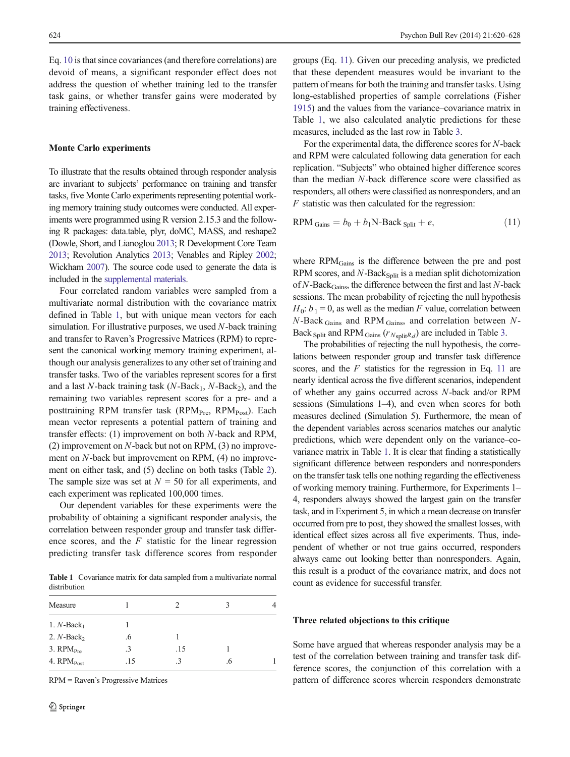Eq. 10 is that since covariances (and therefore correlations) are devoid of means, a significant responder effect does not address the question of whether training led to the transfer task gains, or whether transfer gains were moderated by training effectiveness.

### Monte Carlo experiments

To illustrate that the results obtained through responder analysis are invariant to subjects' performance on training and transfer tasks, five Monte Carlo experiments representing potential working memory training study outcomes were conducted. All experiments were programmed using R version 2.15.3 and the following R packages: data.table, plyr, doMC, MASS, and reshape2 (Dowle, Short, and Lianoglou 2013; R Development Core Team 2013; Revolution Analytics 2013; Venables and Ripley 2002; Wickham 2007). The source code used to generate the data is included in the supplemental materials.

Four correlated random variables were sampled from a multivariate normal distribution with the covariance matrix defined in Table 1, but with unique mean vectors for each simulation. For illustrative purposes, we used $N$-back training and transfer to Raven's Progressive Matrices (RPM) to represent the canonical working memory training experiment, although our analysis generalizes to any other set of training and transfer tasks. Two of the variables represent scores for a first and a last $N$-back training task ($N\text{-Back}_1$, $N\text{-Back}_2$), and the remaining two variables represent scores for a pre- and a posttraining RPM transfer task ($\text{RPM}_{\text{Pre}}$, $\text{RPM}_{\text{Post}}$). Each mean vector represents a potential pattern of training and transfer effects: (1) improvement on both $N$-back and RPM, (2) improvement on $N$-back but not on RPM, (3) no improvement on $N$-back but improvement on RPM, (4) no improvement on either task, and (5) decline on both tasks (Table 2). The sample size was set at $N = 50$ for all experiments, and each experiment was replicated 100,000 times.

Our dependent variables for these experiments were the probability of obtaining a significant responder analysis, the correlation between responder group and transfer task difference scores, and the $F$ statistic for the linear regression predicting transfer task difference scores from responder groups (Eq. 11). Given our preceding analysis, we predicted that these dependent measures would be invariant to the pattern of means for both the training and transfer tasks. Using long-established properties of sample correlations (Fisher 1915) and the values from the variance–covariance matrix in Table 1, we also calculated analytic predictions for these measures, included as the last row in Table 3.

For the experimental data, the difference scores for $N$-back and RPM were calculated following data generation for each replication. "Subjects" who obtained higher difference scores than the median $N$-back difference score were classified as responders, all others were classified as nonresponders, and an $F$ statistic was then calculated for the regression:

$$\text{RPM}_{\text{Gains}} = b_0 + b_1 \text{N-Back}_{\text{Split}} + e, \tag{11}$$

where $\text{RPM}_{\text{Gains}}$ is the difference between the pre and post RPM scores, and $N\text{-Back}_{\text{Split}}$ is a median split dichotomization of $N\text{-Back}_{\text{Gains}}$, the difference between the first and last $N$-back sessions. The mean probability of rejecting the null hypothesis $H_0$: $b_1 = 0$, as well as the median $F$ value, correlation between $N\text{-Back}_{\text{Gains}}$ and $\text{RPM}_{\text{Gains}}$, and correlation between $N\text{-Back}_{\text{Split}}$ and $\text{RPM}_{\text{Gains}}$ ($r_{N_{\text{split}}R_d}$) are included in Table 3.

The probabilities of rejecting the null hypothesis, the correlations between responder group and transfer task difference scores, and the $F$ statistics for the regression in Eq. 11 are nearly identical across the five different scenarios, independent of whether any gains occurred across $N$-back and/or RPM sessions (Simulations 1–4), and even when scores for both measures declined (Simulation 5). Furthermore, the mean of the dependent variables across scenarios matches our analytic predictions, which were dependent only on the variance–covariance matrix in Table 1. It is clear that finding a statistically significant difference between responders and nonresponders on the transfer task tells one nothing regarding the effectiveness of working memory training. Furthermore, for Experiments 1–4, responders always showed the largest gain on the transfer task, and in Experiment 5, in which a mean decrease on transfer occurred from pre to post, they showed the smallest losses, with identical effect sizes across all five experiments. Thus, independent of whether or not true gains occurred, responders always came out looking better than nonresponders. Again, this result is a product of the covariance matrix, and does not count as evidence for successful transfer.

**Table 1** Covariance matrix for data sampled from a multivariate normal distribution

| Measure | 1 | 2 | 3 | 4 |
|---|---|---|---|---|
| 1. $N$-Back$_1$ | 1 | | | |
| 2. $N$-Back$_2$ | .6 | 1 | | |
| 3. RPM$_{\text{Pre}}$ | .3 | .15 | 1 | |
| 4. RPM$_{\text{Post}}$ | .15 | .3 | .6 | 1 |

RPM = Raven's Progressive Matrices

### Three related objections to this critique

Some have argued that whereas responder analysis may be a test of the correlation between training and transfer task difference scores, the conjunction of this correlation with a pattern of difference scores wherein responders demonstrate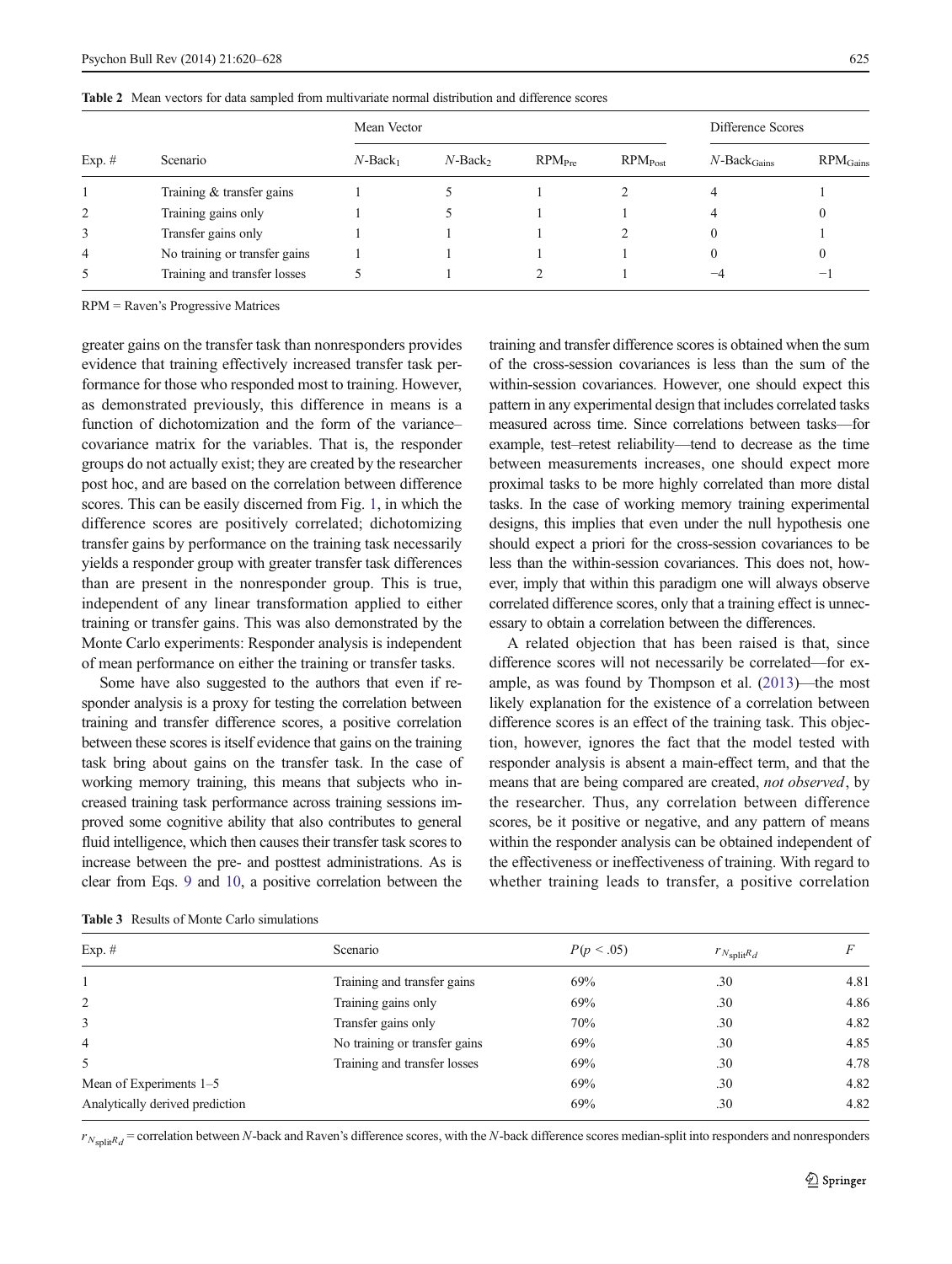**Table 2** Mean vectors for data sampled from multivariate normal distribution and difference scores

| Exp. # | Scenario | Mean Vector | | | | Difference Scores | |
|---|---|---|---|---|---|---|---|
| | | $N$-Back$_1$ | $N$-Back$_2$ | RPM$_{\text{Pre}}$ | RPM$_{\text{Post}}$ | $N$-Back$_{\text{Gains}}$ | RPM$_{\text{Gains}}$ |
| 1 | Training & transfer gains | 1 | 5 | 1 | 2 | 4 | 1 |
| 2 | Training gains only | 1 | 5 | 1 | 1 | 4 | 0 |
| 3 | Transfer gains only | 1 | 1 | 1 | 2 | 0 | 1 |
| 4 | No training or transfer gains | 1 | 1 | 1 | 1 | 0 | 0 |
| 5 | Training and transfer losses | 5 | 1 | 2 | 1 | −4 | −1 |

RPM = Raven's Progressive Matrices

greater gains on the transfer task than nonresponders provides evidence that training effectively increased transfer task performance for those who responded most to training. However, as demonstrated previously, this difference in means is a function of dichotomization and the form of the variance–covariance matrix for the variables. That is, the responder groups do not actually exist; they are created by the researcher post hoc, and are based on the correlation between difference scores. This can be easily discerned from Fig. 1, in which the difference scores are positively correlated; dichotomizing transfer gains by performance on the training task necessarily yields a responder group with greater transfer task differences than are present in the nonresponder group. This is true, independent of any linear transformation applied to either training or transfer gains. This was also demonstrated by the Monte Carlo experiments: Responder analysis is independent of mean performance on either the training or transfer tasks.

Some have also suggested to the authors that even if responder analysis is a proxy for testing the correlation between training and transfer difference scores, a positive correlation between these scores is itself evidence that gains on the training task bring about gains on the transfer task. In the case of working memory training, this means that subjects who increased training task performance across training sessions improved some cognitive ability that also contributes to general fluid intelligence, which then causes their transfer task scores to increase between the pre- and posttest administrations. As is clear from Eqs. 9 and 10, a positive correlation between the training and transfer difference scores is obtained when the sum of the cross-session covariances is less than the sum of the within-session covariances. However, one should expect this pattern in any experimental design that includes correlated tasks measured across time. Since correlations between tasks—for example, test–retest reliability—tend to decrease as the time between measurements increases, one should expect more proximal tasks to be more highly correlated than more distal tasks. In the case of working memory training experimental designs, this implies that even under the null hypothesis one should expect a priori for the cross-session covariances to be less than the within-session covariances. This does not, however, imply that within this paradigm one will always observe correlated difference scores, only that a training effect is unnecessary to obtain a correlation between the differences.

A related objection that has been raised is that, since difference scores will not necessarily be correlated—for example, as was found by Thompson et al. (2013)—the most likely explanation for the existence of a correlation between difference scores is an effect of the training task. This objection, however, ignores the fact that the model tested with responder analysis is absent a main-effect term, and that the means that are being compared are created, *not observed*, by the researcher. Thus, any correlation between difference scores, be it positive or negative, and any pattern of means within the responder analysis can be obtained independent of the effectiveness or ineffectiveness of training. With regard to whether training leads to transfer, a positive correlation

**Table 3** Results of Monte Carlo simulations

| Exp. # | Scenario | $P(p < .05)$ | $r_{N_{\text{split}}R_d}$ | $F$ |
|---|---|---|---|---|
| 1 | Training and transfer gains | 69% | .30 | 4.81 |
| 2 | Training gains only | 69% | .30 | 4.86 |
| 3 | Transfer gains only | 70% | .30 | 4.82 |
| 4 | No training or transfer gains | 69% | .30 | 4.85 |
| 5 | Training and transfer losses | 69% | .30 | 4.78 |
| Mean of Experiments 1–5 | | 69% | .30 | 4.82 |
| Analytically derived prediction | | 69% | .30 | 4.82 |

$r_{N_{\text{split}}R_d}$ = correlation between $N$-back and Raven's difference scores, with the $N$-back difference scores median-split into responders and nonresponders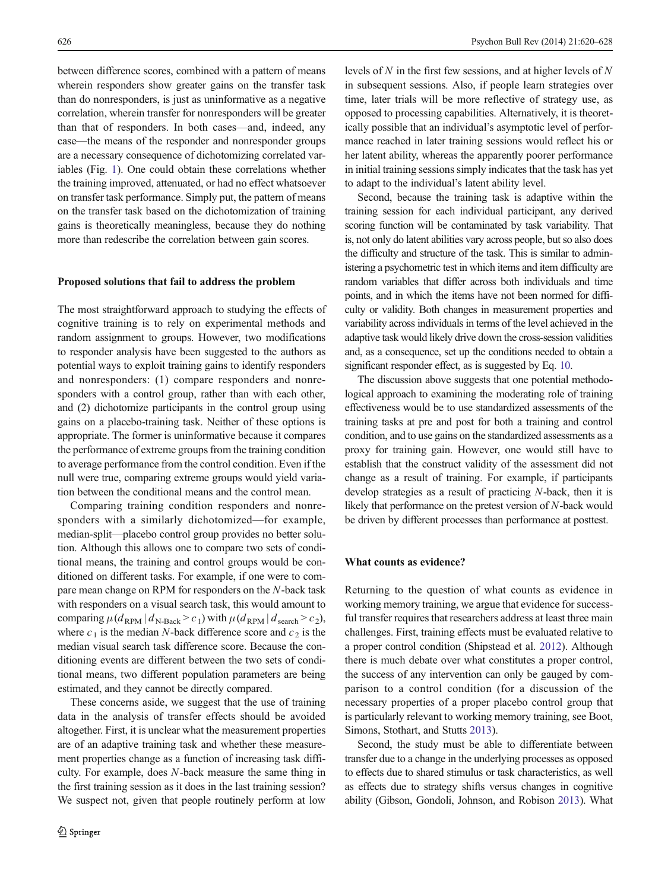between difference scores, combined with a pattern of means wherein responders show greater gains on the transfer task than do nonresponders, is just as uninformative as a negative correlation, wherein transfer for nonresponders will be greater than that of responders. In both cases—and, indeed, any case—the means of the responder and nonresponder groups are a necessary consequence of dichotomizing correlated variables (Fig. 1). One could obtain these correlations whether the training improved, attenuated, or had no effect whatsoever on transfer task performance. Simply put, the pattern of means on the transfer task based on the dichotomization of training gains is theoretically meaningless, because they do nothing more than redescribe the correlation between gain scores.

### Proposed solutions that fail to address the problem

The most straightforward approach to studying the effects of cognitive training is to rely on experimental methods and random assignment to groups. However, two modifications to responder analysis have been suggested to the authors as potential ways to exploit training gains to identify responders and nonresponders: (1) compare responders and nonresponders with a control group, rather than with each other, and (2) dichotomize participants in the control group using gains on a placebo-training task. Neither of these options is appropriate. The former is uninformative because it compares the performance of extreme groups from the training condition to average performance from the control condition. Even if the null were true, comparing extreme groups would yield variation between the conditional means and the control mean.

Comparing training condition responders and nonresponders with a similarly dichotomized—for example, median-split—placebo control group provides no better solution. Although this allows one to compare two sets of conditional means, the training and control groups would be conditioned on different tasks. For example, if one were to compare mean change on RPM for responders on the *N*-back task with responders on a visual search task, this would amount to comparing $\mu(d_{\text{RPM}} \mid d_{\text{N-Back}} > c_1)$ with $\mu(d_{\text{RPM}} \mid d_{\text{search}} > c_2)$, where $c_1$ is the median *N*-back difference score and $c_2$ is the median visual search task difference score. Because the conditioning events are different between the two sets of conditional means, two different population parameters are being estimated, and they cannot be directly compared.

These concerns aside, we suggest that the use of training data in the analysis of transfer effects should be avoided altogether. First, it is unclear what the measurement properties are of an adaptive training task and whether these measurement properties change as a function of increasing task difficulty. For example, does *N*-back measure the same thing in the first training session as it does in the last training session? We suspect not, given that people routinely perform at low levels of *N* in the first few sessions, and at higher levels of *N* in subsequent sessions. Also, if people learn strategies over time, later trials will be more reflective of strategy use, as opposed to processing capabilities. Alternatively, it is theoretically possible that an individual's asymptotic level of performance reached in later training sessions would reflect his or her latent ability, whereas the apparently poorer performance in initial training sessions simply indicates that the task has yet to adapt to the individual's latent ability level.

Second, because the training task is adaptive within the training session for each individual participant, any derived scoring function will be contaminated by task variability. That is, not only do latent abilities vary across people, but so also does the difficulty and structure of the task. This is similar to administering a psychometric test in which items and item difficulty are random variables that differ across both individuals and time points, and in which the items have not been normed for difficulty or validity. Both changes in measurement properties and variability across individuals in terms of the level achieved in the adaptive task would likely drive down the cross-session validities and, as a consequence, set up the conditions needed to obtain a significant responder effect, as is suggested by Eq. 10.

The discussion above suggests that one potential methodological approach to examining the moderating role of training effectiveness would be to use standardized assessments of the training tasks at pre and post for both a training and control condition, and to use gains on the standardized assessments as a proxy for training gain. However, one would still have to establish that the construct validity of the assessment did not change as a result of training. For example, if participants develop strategies as a result of practicing *N*-back, then it is likely that performance on the pretest version of *N*-back would be driven by different processes than performance at posttest.

### What counts as evidence?

Returning to the question of what counts as evidence in working memory training, we argue that evidence for successful transfer requires that researchers address at least three main challenges. First, training effects must be evaluated relative to a proper control condition (Shipstead et al. 2012). Although there is much debate over what constitutes a proper control, the success of any intervention can only be gauged by comparison to a control condition (for a discussion of the necessary properties of a proper placebo control group that is particularly relevant to working memory training, see Boot, Simons, Stothart, and Stutts 2013).

Second, the study must be able to differentiate between transfer due to a change in the underlying processes as opposed to effects due to shared stimulus or task characteristics, as well as effects due to strategy shifts versus changes in cognitive ability (Gibson, Gondoli, Johnson, and Robison 2013). What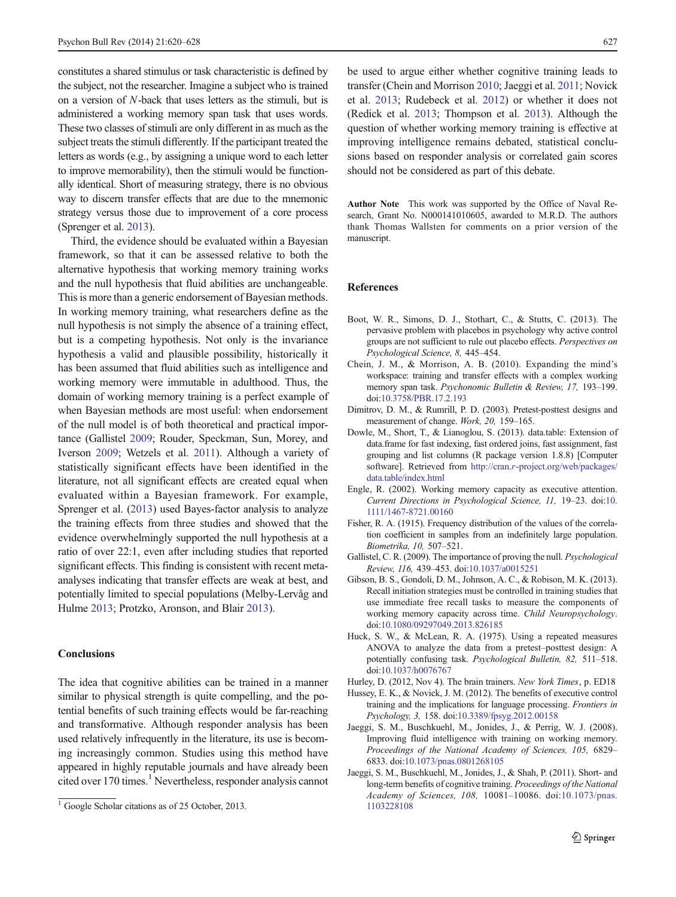constitutes a shared stimulus or task characteristic is defined by the subject, not the researcher. Imagine a subject who is trained on a version of $N$-back that uses letters as the stimuli, but is administered a working memory span task that uses words. These two classes of stimuli are only different in as much as the subject treats the stimuli differently. If the participant treated the letters as words (e.g., by assigning a unique word to each letter to improve memorability), then the stimuli would be functionally identical. Short of measuring strategy, there is no obvious way to discern transfer effects that are due to the mnemonic strategy versus those due to improvement of a core process (Sprenger et al. 2013).

Third, the evidence should be evaluated within a Bayesian framework, so that it can be assessed relative to both the alternative hypothesis that working memory training works and the null hypothesis that fluid abilities are unchangeable. This is more than a generic endorsement of Bayesian methods. In working memory training, what researchers define as the null hypothesis is not simply the absence of a training effect, but is a competing hypothesis. Not only is the invariance hypothesis a valid and plausible possibility, historically it has been assumed that fluid abilities such as intelligence and working memory were immutable in adulthood. Thus, the domain of working memory training is a perfect example of when Bayesian methods are most useful: when endorsement of the null model is of both theoretical and practical importance (Gallistel 2009; Rouder, Speckman, Sun, Morey, and Iverson 2009; Wetzels et al. 2011). Although a variety of statistically significant effects have been identified in the literature, not all significant effects are created equal when evaluated within a Bayesian framework. For example, Sprenger et al. (2013) used Bayes-factor analysis to analyze the training effects from three studies and showed that the evidence overwhelmingly supported the null hypothesis at a ratio of over 22:1, even after including studies that reported significant effects. This finding is consistent with recent meta-analyses indicating that transfer effects are weak at best, and potentially limited to special populations (Melby-Lervåg and Hulme 2013; Protzko, Aronson, and Blair 2013).

## Conclusions

The idea that cognitive abilities can be trained in a manner similar to physical strength is quite compelling, and the potential benefits of such training effects would be far-reaching and transformative. Although responder analysis has been used relatively infrequently in the literature, its use is becoming increasingly common. Studies using this method have appeared in highly reputable journals and have already been cited over 170 times.[1] Nevertheless, responder analysis cannot be used to argue either whether cognitive training leads to transfer (Chein and Morrison 2010; Jaeggi et al. 2011; Novick et al. 2013; Rudebeck et al. 2012) or whether it does not (Redick et al. 2013; Thompson et al. 2013). Although the question of whether working memory training is effective at improving intelligence remains debated, statistical conclusions based on responder analysis or correlated gain scores should not be considered as part of this debate.

**Author Note** This work was supported by the Office of Naval Research, Grant No. N000141010605, awarded to M.R.D. The authors thank Thomas Wallsten for comments on a prior version of the manuscript.

[1] Google Scholar citations as of 25 October, 2013.

## References

Boot, W. R., Simons, D. J., Stothart, C., & Stutts, C. (2013). The pervasive problem with placebos in psychology why active control groups are not sufficient to rule out placebo effects. *Perspectives on Psychological Science, 8,* 445–454.

Chein, J. M., & Morrison, A. B. (2010). Expanding the mind's workspace: training and transfer effects with a complex working memory span task. *Psychonomic Bulletin & Review, 17,* 193–199. doi:10.3758/PBR.17.2.193

Dimitrov, D. M., & Rumrill, P. D. (2003). Pretest-posttest designs and measurement of change. *Work, 20,* 159–165.

Dowle, M., Short, T., & Lianoglou, S. (2013). data.table: Extension of data.frame for fast indexing, fast ordered joins, fast assignment, fast grouping and list columns (R package version 1.8.8) [Computer software]. Retrieved from http://cran.r-project.org/web/packages/data.table/index.html

Engle, R. (2002). Working memory capacity as executive attention. *Current Directions in Psychological Science, 11,* 19–23. doi:10.1111/1467-8721.00160

Fisher, R. A. (1915). Frequency distribution of the values of the correlation coefficient in samples from an indefinitely large population. *Biometrika, 10,* 507–521.

Gallistel, C. R. (2009). The importance of proving the null. *Psychological Review, 116,* 439–453. doi:10.1037/a0015251

Gibson, B. S., Gondoli, D. M., Johnson, A. C., & Robison, M. K. (2013). Recall initiation strategies must be controlled in training studies that use immediate free recall tasks to measure the components of working memory capacity across time. *Child Neuropsychology*. doi:10.1080/09297049.2013.826185

Huck, S. W., & McLean, R. A. (1975). Using a repeated measures ANOVA to analyze the data from a pretest–posttest design: A potentially confusing task. *Psychological Bulletin, 82,* 511–518. doi:10.1037/h0076767

Hurley, D. (2012, Nov 4). The brain trainers. *New York Times*, p. ED18

Hussey, E. K., & Novick, J. M. (2012). The benefits of executive control training and the implications for language processing. *Frontiers in Psychology, 3,* 158. doi:10.3389/fpsyg.2012.00158

Jaeggi, S. M., Buschkuehl, M., Jonides, J., & Perrig, W. J. (2008). Improving fluid intelligence with training on working memory. *Proceedings of the National Academy of Sciences, 105,* 6829–6833. doi:10.1073/pnas.0801268105

Jaeggi, S. M., Buschkuehl, M., Jonides, J., & Shah, P. (2011). Short- and long-term benefits of cognitive training. *Proceedings of the National Academy of Sciences, 108,* 10081–10086. doi:10.1073/pnas.1103228108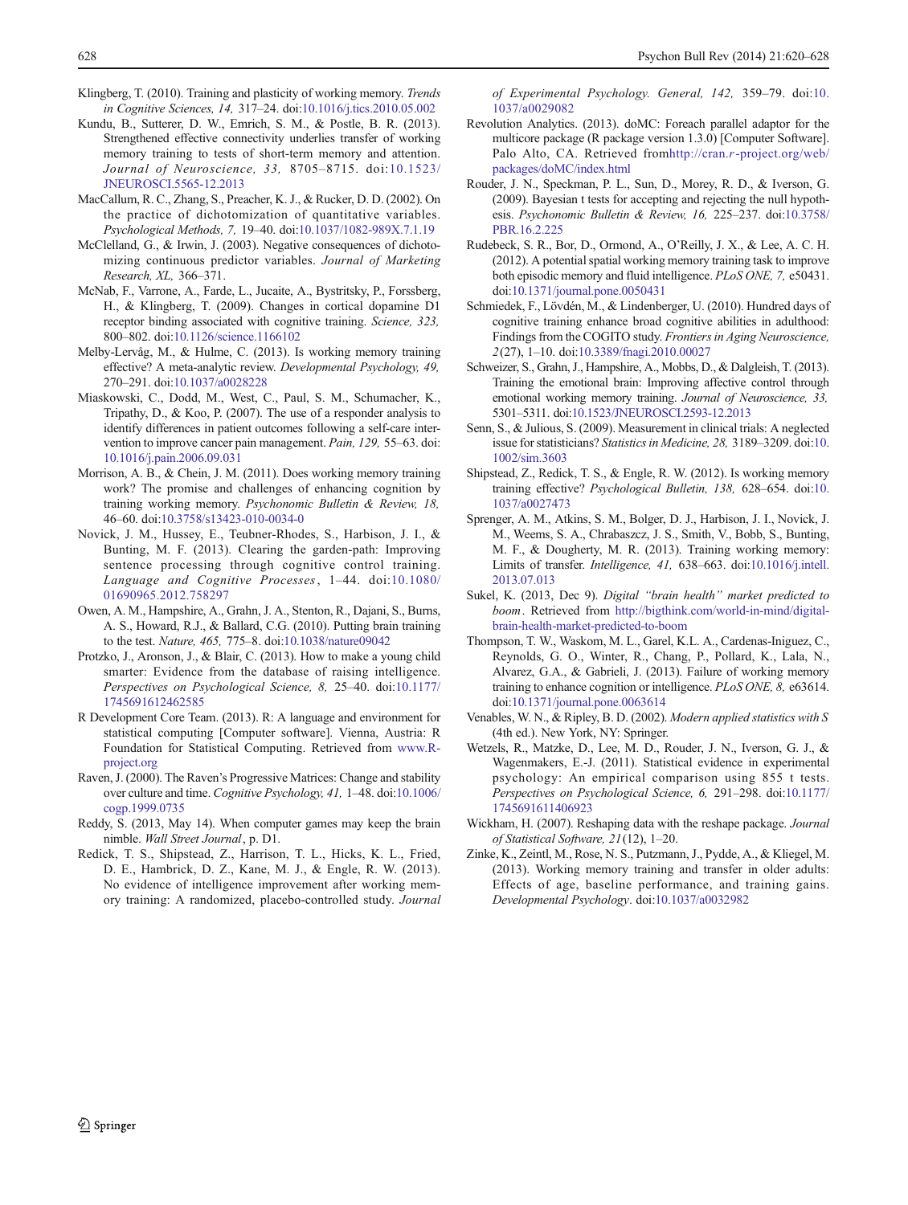Klingberg, T. (2010). Training and plasticity of working memory. *Trends in Cognitive Sciences, 14,* 317–24. doi:10.1016/j.tics.2010.05.002

Kundu, B., Sutterer, D. W., Emrich, S. M., & Postle, B. R. (2013). Strengthened effective connectivity underlies transfer of working memory training to tests of short-term memory and attention. *Journal of Neuroscience, 33,* 8705–8715. doi:10.1523/JNEUROSCI.5565-12.2013

MacCallum, R. C., Zhang, S., Preacher, K. J., & Rucker, D. D. (2002). On the practice of dichotomization of quantitative variables. *Psychological Methods, 7,* 19–40. doi:10.1037/1082-989X.7.1.19

McClelland, G., & Irwin, J. (2003). Negative consequences of dichotomizing continuous predictor variables. *Journal of Marketing Research, XL,* 366–371.

McNab, F., Varrone, A., Farde, L., Jucaite, A., Bystritsky, P., Forssberg, H., & Klingberg, T. (2009). Changes in cortical dopamine D1 receptor binding associated with cognitive training. *Science, 323,* 800–802. doi:10.1126/science.1166102

Melby-Lervåg, M., & Hulme, C. (2013). Is working memory training effective? A meta-analytic review. *Developmental Psychology, 49,* 270–291. doi:10.1037/a0028228

Miaskowski, C., Dodd, M., West, C., Paul, S. M., Schumacher, K., Tripathy, D., & Koo, P. (2007). The use of a responder analysis to identify differences in patient outcomes following a self-care intervention to improve cancer pain management. *Pain, 129,* 55–63. doi:10.1016/j.pain.2006.09.031

Morrison, A. B., & Chein, J. M. (2011). Does working memory training work? The promise and challenges of enhancing cognition by training working memory. *Psychonomic Bulletin & Review, 18,* 46–60. doi:10.3758/s13423-010-0034-0

Novick, J. M., Hussey, E., Teubner-Rhodes, S., Harbison, J. I., & Bunting, M. F. (2013). Clearing the garden-path: Improving sentence processing through cognitive control training. *Language and Cognitive Processes*, 1–44. doi:10.1080/01690965.2012.758297

Owen, A. M., Hampshire, A., Grahn, J. A., Stenton, R., Dajani, S., Burns, A. S., Howard, R.J., & Ballard, C.G. (2010). Putting brain training to the test. *Nature, 465,* 775–8. doi:10.1038/nature09042

Protzko, J., Aronson, J., & Blair, C. (2013). How to make a young child smarter: Evidence from the database of raising intelligence. *Perspectives on Psychological Science, 8,* 25–40. doi:10.1177/1745691612462585

R Development Core Team. (2013). R: A language and environment for statistical computing [Computer software]. Vienna, Austria: R Foundation for Statistical Computing. Retrieved from www.R-project.org

Raven, J. (2000). The Raven's Progressive Matrices: Change and stability over culture and time. *Cognitive Psychology, 41,* 1–48. doi:10.1006/cogp.1999.0735

Reddy, S. (2013, May 14). When computer games may keep the brain nimble. *Wall Street Journal*, p. D1.

Redick, T. S., Shipstead, Z., Harrison, T. L., Hicks, K. L., Fried, D. E., Hambrick, D. Z., Kane, M. J., & Engle, R. W. (2013). No evidence of intelligence improvement after working memory training: A randomized, placebo-controlled study. *Journal of Experimental Psychology. General, 142,* 359–79. doi:10.1037/a0029082

Revolution Analytics. (2013). doMC: Foreach parallel adaptor for the multicore package (R package version 1.3.0) [Computer Software]. Palo Alto, CA. Retrieved from http://cran.r-project.org/web/packages/doMC/index.html

Rouder, J. N., Speckman, P. L., Sun, D., Morey, R. D., & Iverson, G. (2009). Bayesian t tests for accepting and rejecting the null hypothesis. *Psychonomic Bulletin & Review, 16,* 225–237. doi:10.3758/PBR.16.2.225

Rudebeck, S. R., Bor, D., Ormond, A., O'Reilly, J. X., & Lee, A. C. H. (2012). A potential spatial working memory training task to improve both episodic memory and fluid intelligence. *PLoS ONE, 7,* e50431. doi:10.1371/journal.pone.0050431

Schmiedek, F., Lövdén, M., & Lindenberger, U. (2010). Hundred days of cognitive training enhance broad cognitive abilities in adulthood: Findings from the COGITO study. *Frontiers in Aging Neuroscience, 2*(27), 1–10. doi:10.3389/fnagi.2010.00027

Schweizer, S., Grahn, J., Hampshire, A., Mobbs, D., & Dalgleish, T. (2013). Training the emotional brain: Improving affective control through emotional working memory training. *Journal of Neuroscience, 33,* 5301–5311. doi:10.1523/JNEUROSCI.2593-12.2013

Senn, S., & Julious, S. (2009). Measurement in clinical trials: A neglected issue for statisticians? *Statistics in Medicine, 28,* 3189–3209. doi:10.1002/sim.3603

Shipstead, Z., Redick, T. S., & Engle, R. W. (2012). Is working memory training effective? *Psychological Bulletin, 138,* 628–654. doi:10.1037/a0027473

Sprenger, A. M., Atkins, S. M., Bolger, D. J., Harbison, J. I., Novick, J. M., Weems, S. A., Chrabaszcz, J. S., Smith, V., Bobb, S., Bunting, M. F., & Dougherty, M. R. (2013). Training working memory: Limits of transfer. *Intelligence, 41,* 638–663. doi:10.1016/j.intell.2013.07.013

Sukel, K. (2013, Dec 9). *Digital "brain health" market predicted to boom*. Retrieved from http://bigthink.com/world-in-mind/digital-brain-health-market-predicted-to-boom

Thompson, T. W., Waskom, M. L., Garel, K.L. A., Cardenas-Iniguez, C., Reynolds, G. O., Winter, R., Chang, P., Pollard, K., Lala, N., Alvarez, G.A., & Gabrieli, J. (2013). Failure of working memory training to enhance cognition or intelligence. *PLoS ONE, 8,* e63614. doi:10.1371/journal.pone.0063614

Venables, W. N., & Ripley, B. D. (2002). *Modern applied statistics with S* (4th ed.). New York, NY: Springer.

Wetzels, R., Matzke, D., Lee, M. D., Rouder, J. N., Iverson, G. J., & Wagenmakers, E.-J. (2011). Statistical evidence in experimental psychology: An empirical comparison using 855 t tests. *Perspectives on Psychological Science, 6,* 291–298. doi:10.1177/1745691611406923

Wickham, H. (2007). Reshaping data with the reshape package. *Journal of Statistical Software, 21*(12), 1–20.

Zinke, K., Zeintl, M., Rose, N. S., Putzmann, J., Pydde, A., & Kliegel, M. (2013). Working memory training and transfer in older adults: Effects of age, baseline performance, and training gains. *Developmental Psychology*. doi:10.1037/a0032982